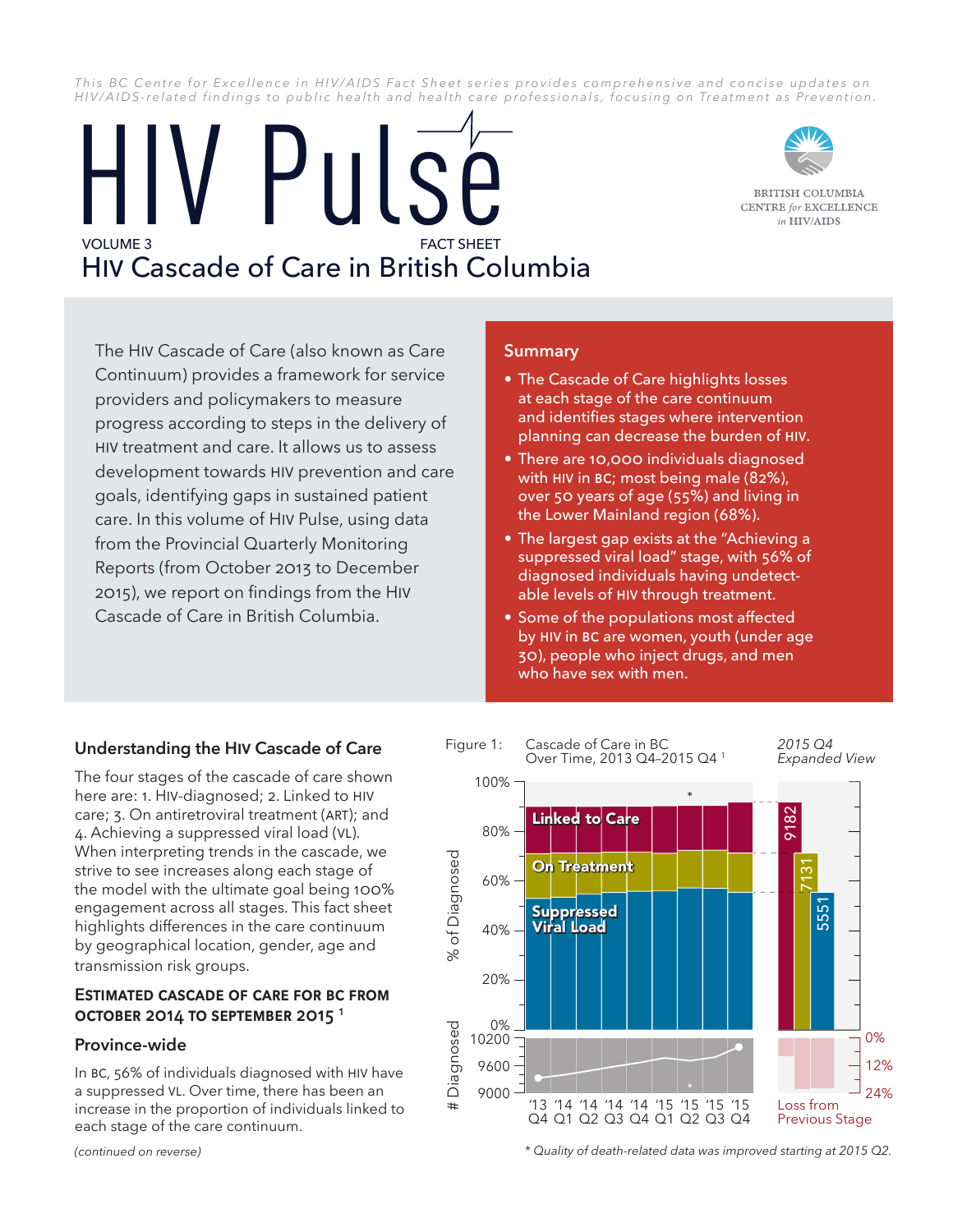*This BC Centre for Excellence in HIV/AIDS Fact Sheet series provides comprehensive and concise updates on HIV/AIDS-related findings to public health and health care professionals, focusing on Treatment as Prevention.*

# HIV Pulse

VOLUME 3 FACT SHEET

## HIV Cascade of Care in British Columbia

BRITISH COLUMBIA CENTRE *for* EXCELLENCE *in* HIV/AIDS

The HIV Cascade of Care (also known as Care Continuum) provides a framework for service providers and policymakers to measure progress according to steps in the delivery of HIV treatment and care. It allows us to assess development towards HIV prevention and care goals, identifying gaps in sustained patient care. In this volume of HIV Pulse, using data from the Provincial Quarterly Monitoring Reports (from October 2013 to December 2015), we report on findings from the HIV Cascade of Care in British Columbia.

### Summary

- The Cascade of Care highlights losses at each stage of the care continuum and identifies stages where intervention planning can decrease the burden of HIV.
- There are 10,000 individuals diagnosed with HIV in BC; most being male (82%), over 50 years of age (55%) and living in the Lower Mainland region (68%).
- The largest gap exists at the "Achieving a suppressed viral load" stage, with 56% of diagnosed individuals having undetectable levels of HIV through treatment.
- Some of the populations most affected by HIV in BC are women, youth (under age 30), people who inject drugs, and men who have sex with men.

### Understanding the HIV Cascade of Care

The four stages of the cascade of care shown here are: 1. HIV-diagnosed; 2. Linked to HIV care; 3. On antiretroviral treatment (ART); and 4. Achieving a suppressed viral load (VL). When interpreting trends in the cascade, we strive to see increases along each stage of the model with the ultimate goal being 100% engagement across all stages. This fact sheet highlights differences in the care continuum by geographical location, gender, age and transmission risk groups.

#### ESTIMATED CASCADE OF CARE FOR BC FROM OCTOBER 2014 TO SEPTEMBER 2015 [1]

#### Province-wide

In BC, 56% of individuals diagnosed with HIV have a suppressed VL. Over time, there has been an increase in the proportion of individuals linked to care, on treatment and achieving a suppressed viral load at each stage of the care continuum.

*(continued on reverse)*

Figure 1: Cascade of Care in BC Over Time, 2013 Q4–2015 Q4 [1]

2015 Q4 Expanded View: Linked to Care 9182; On Treatment 7131; Suppressed Viral Load 5551

Loss from Previous Stage

*\* Quality of death-related data was improved starting at 2015 Q2.*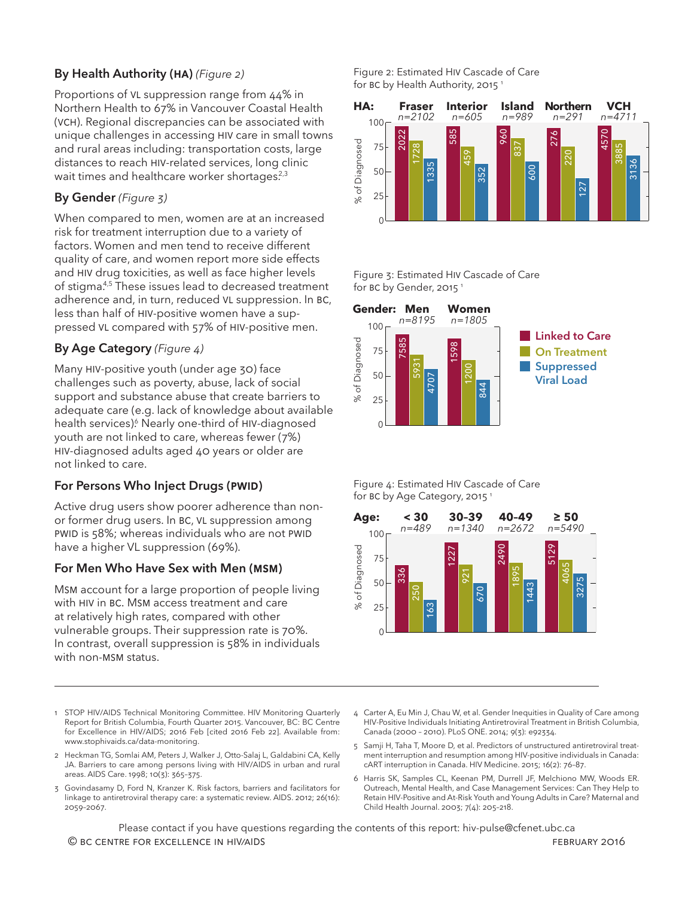### By Health Authority (HA) *(Figure 2)*

Proportions of VL suppression range from 44% in Northern Health to 67% in Vancouver Coastal Health (VCH). Regional discrepancies can be associated with unique challenges in accessing HIV care in small towns and rural areas including: transportation costs, large distances to reach HIV-related services, long clinic wait times and healthcare worker shortages.[2,3]

### By Gender *(Figure 3)*

When compared to men, women are at an increased risk for treatment interruption due to a variety of factors. Women and men tend to receive different quality of care, and women report more side effects and HIV drug toxicities, as well as face higher levels of stigma.[4,5] These issues lead to decreased treatment adherence and, in turn, reduced VL suppression. In BC, less than half of HIV-positive women have a suppressed VL compared with 57% of HIV-positive men.

### By Age Category *(Figure 4)*

Many HIV-positive youth (under age 30) face challenges such as poverty, abuse, lack of social support and substance abuse that create barriers to adequate care (e.g. lack of knowledge about available health services).[6] Nearly one-third of HIV-diagnosed youth are not linked to care, whereas fewer (7%) HIV-diagnosed adults aged 40 years or older are not linked to care.

### For Persons Who Inject Drugs (PWID)

Active drug users show poorer adherence than non- or former drug users. In BC, VL suppression among PWID is 58%; whereas individuals who are not PWID have a higher VL suppression (69%).

### For Men Who Have Sex with Men (MSM)

MSM account for a large proportion of people living with HIV in BC. MSM access treatment and care at relatively high rates, compared with other vulnerable groups. Their suppression rate is 70%. In contrast, overall suppression is 58% in individuals with non-MSM status.

Figure 2: Estimated HIV Cascade of Care for BC by Health Authority, 2015 [1]

HA: Fraser n=2102 | Interior n=605 | Island n=989 | Northern n=291 | VCH n=4711

% of Diagnosed: 0, 25, 50, 75, 100

Fraser: 2022, 1728, 1335
Interior: 585, 459, 352
Island: 960, 837, 600
Northern: 276, 220, 127
VCH: 4570, 3885, 3136

Figure 3: Estimated HIV Cascade of Care for BC by Gender, 2015 [1]

Gender: Men n=8195 | Women n=1805

% of Diagnosed: 0, 25, 50, 75, 100

Men: 7585, 5931, 4707
Women: 1598, 1200, 844

Linked to Care
On Treatment
Suppressed Viral Load

Figure 4: Estimated HIV Cascade of Care for BC by Age Category, 2015 [1]

Age: < 30 n=489 | 30–39 n=1340 | 40–49 n=2672 | ≥ 50 n=5490

% of Diagnosed: 0, 25, 50, 75, 100

< 30: 336, 250, 163
30–39: 1227, 921, 670
40–49: 2490, 1895, 1443
≥ 50: 5129, 4065, 3275

---

1. STOP HIV/AIDS Technical Monitoring Committee. HIV Monitoring Quarterly Report for British Columbia, Fourth Quarter 2015. Vancouver, BC: BC Centre for Excellence in HIV/AIDS; 2016 Feb [cited 2016 Feb 22]. Available from: www.stophivaids.ca/data-monitoring.
2. Heckman TG, Somlai AM, Peters J, Walker J, Otto-Salaj L, Galdabini CA, Kelly JA. Barriers to care among persons living with HIV/AIDS in urban and rural areas. AIDS Care. 1998; 10(3): 365–375.
3. Govindasamy D, Ford N, Kranzer K. Risk factors, barriers and facilitators for linkage to antiretroviral therapy care: a systematic review. AIDS. 2012; 26(16): 2059-2067.
4. Carter A, Eu Min J, Chau W, et al. Gender Inequities in Quality of Care among HIV-Positive Individuals Initiating Antiretroviral Treatment in British Columbia, Canada (2000 – 2010). PLoS ONE. 2014; 9(3): e92334.
5. Samji H, Taha T, Moore D, et al. Predictors of unstructured antiretroviral treatment interruption and resumption among HIV-positive individuals in Canada: cART interruption in Canada. HIV Medicine. 2015; 16(2): 76–87.
6. Harris SK, Samples CL, Keenan PM, Durrell JF, Melchiono MW, Woods ER. Outreach, Mental Health, and Case Management Services: Can They Help to Retain HIV-Positive and At-Risk Youth and Young Adults in Care? Maternal and Child Health Journal. 2003; 7(4): 205-218.

Please contact if you have questions regarding the contents of this report: hiv-pulse@cfenet.ubc.ca